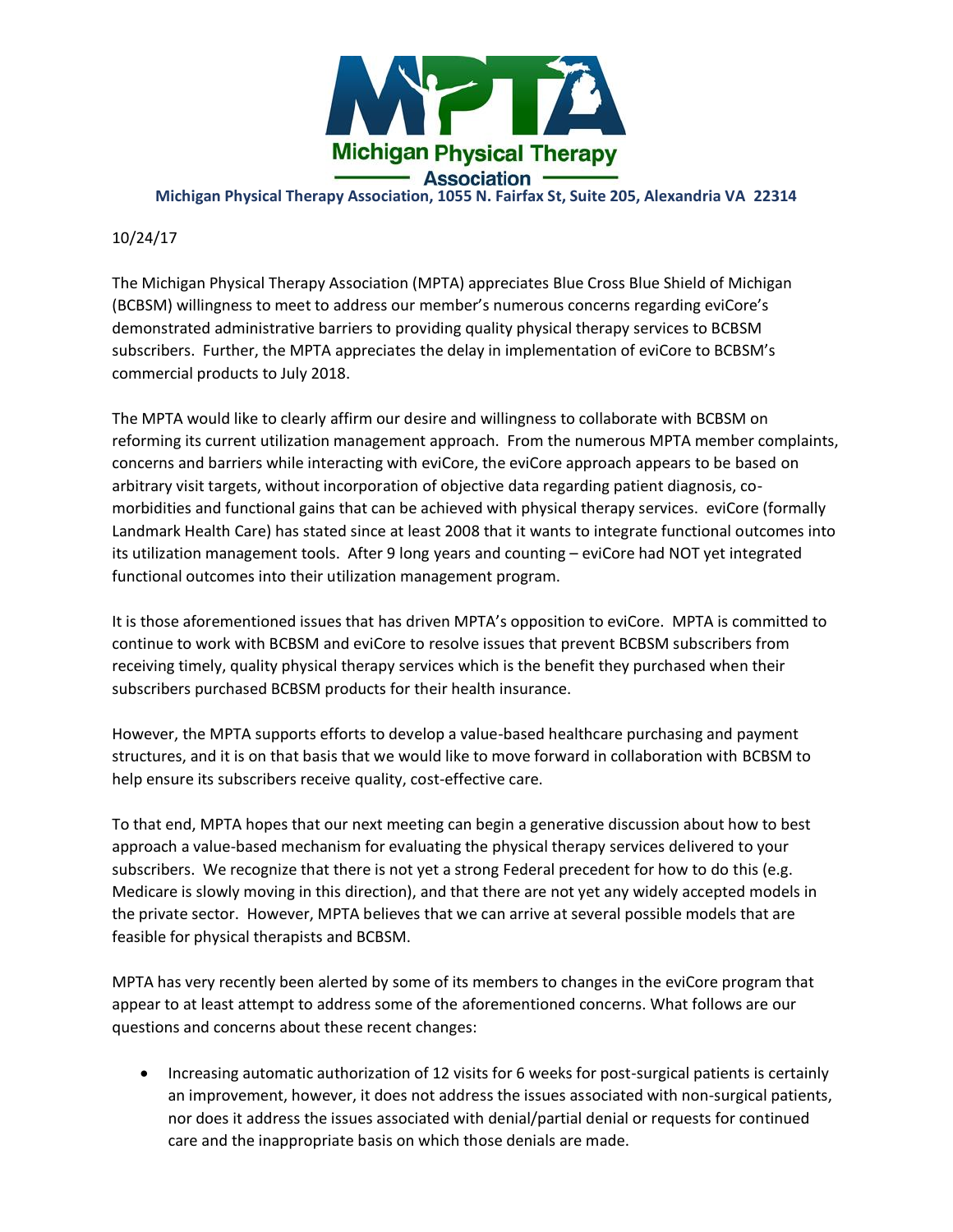**Michigan Physical Therapy Association**

**Michigan Physical Therapy Association, 1055 N. Fairfax St, Suite 205, Alexandria VA 22314**

10/24/17

The Michigan Physical Therapy Association (MPTA) appreciates Blue Cross Blue Shield of Michigan (BCBSM) willingness to meet to address our member's numerous concerns regarding eviCore's demonstrated administrative barriers to providing quality physical therapy services to BCBSM subscribers. Further, the MPTA appreciates the delay in implementation of eviCore to BCBSM's commercial products to July 2018.

The MPTA would like to clearly affirm our desire and willingness to collaborate with BCBSM on reforming its current utilization management approach. From the numerous MPTA member complaints, concerns and barriers while interacting with eviCore, the eviCore approach appears to be based on arbitrary visit targets, without incorporation of objective data regarding patient diagnosis, co-morbidities and functional gains that can be achieved with physical therapy services. eviCore (formally Landmark Health Care) has stated since at least 2008 that it wants to integrate functional outcomes into its utilization management tools. After 9 long years and counting – eviCore had NOT yet integrated functional outcomes into their utilization management program.

It is those aforementioned issues that has driven MPTA's opposition to eviCore. MPTA is committed to continue to work with BCBSM and eviCore to resolve issues that prevent BCBSM subscribers from receiving timely, quality physical therapy services which is the benefit they purchased when their subscribers purchased BCBSM products for their health insurance.

However, the MPTA supports efforts to develop a value-based healthcare purchasing and payment structures, and it is on that basis that we would like to move forward in collaboration with BCBSM to help ensure its subscribers receive quality, cost-effective care.

To that end, MPTA hopes that our next meeting can begin a generative discussion about how to best approach a value-based mechanism for evaluating the physical therapy services delivered to your subscribers. We recognize that there is not yet a strong Federal precedent for how to do this (e.g. Medicare is slowly moving in this direction), and that there are not yet any widely accepted models in the private sector. However, MPTA believes that we can arrive at several possible models that are feasible for physical therapists and BCBSM.

MPTA has very recently been alerted by some of its members to changes in the eviCore program that appear to at least attempt to address some of the aforementioned concerns. What follows are our questions and concerns about these recent changes:

- Increasing automatic authorization of 12 visits for 6 weeks for post-surgical patients is certainly an improvement, however, it does not address the issues associated with non-surgical patients, nor does it address the issues associated with denial/partial denial or requests for continued care and the inappropriate basis on which those denials are made.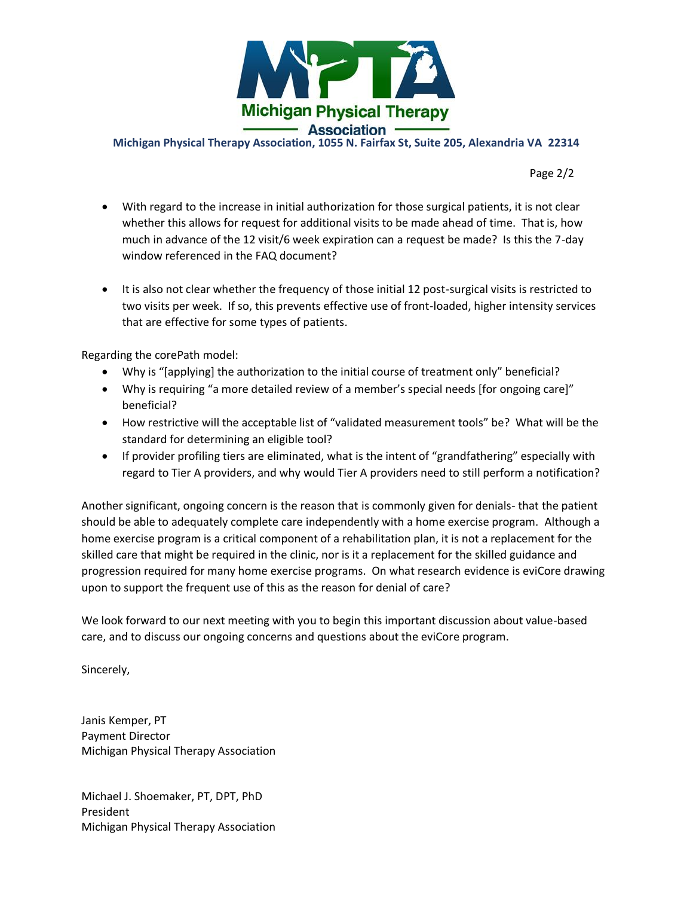- With regard to the increase in initial authorization for those surgical patients, it is not clear whether this allows for request for additional visits to be made ahead of time. That is, how much in advance of the 12 visit/6 week expiration can a request be made? Is this the 7-day window referenced in the FAQ document?

- It is also not clear whether the frequency of those initial 12 post-surgical visits is restricted to two visits per week. If so, this prevents effective use of front-loaded, higher intensity services that are effective for some types of patients.

Regarding the corePath model:

- Why is "[applying] the authorization to the initial course of treatment only" beneficial?
- Why is requiring "a more detailed review of a member's special needs [for ongoing care]" beneficial?
- How restrictive will the acceptable list of "validated measurement tools" be? What will be the standard for determining an eligible tool?
- If provider profiling tiers are eliminated, what is the intent of "grandfathering" especially with regard to Tier A providers, and why would Tier A providers need to still perform a notification?

Another significant, ongoing concern is the reason that is commonly given for denials- that the patient should be able to adequately complete care independently with a home exercise program. Although a home exercise program is a critical component of a rehabilitation plan, it is not a replacement for the skilled care that might be required in the clinic, nor is it a replacement for the skilled guidance and progression required for many home exercise programs. On what research evidence is eviCore drawing upon to support the frequent use of this as the reason for denial of care?

We look forward to our next meeting with you to begin this important discussion about value-based care, and to discuss our ongoing concerns and questions about the eviCore program.

Sincerely,

Janis Kemper, PT
Payment Director
Michigan Physical Therapy Association

Michael J. Shoemaker, PT, DPT, PhD
President
Michigan Physical Therapy Association